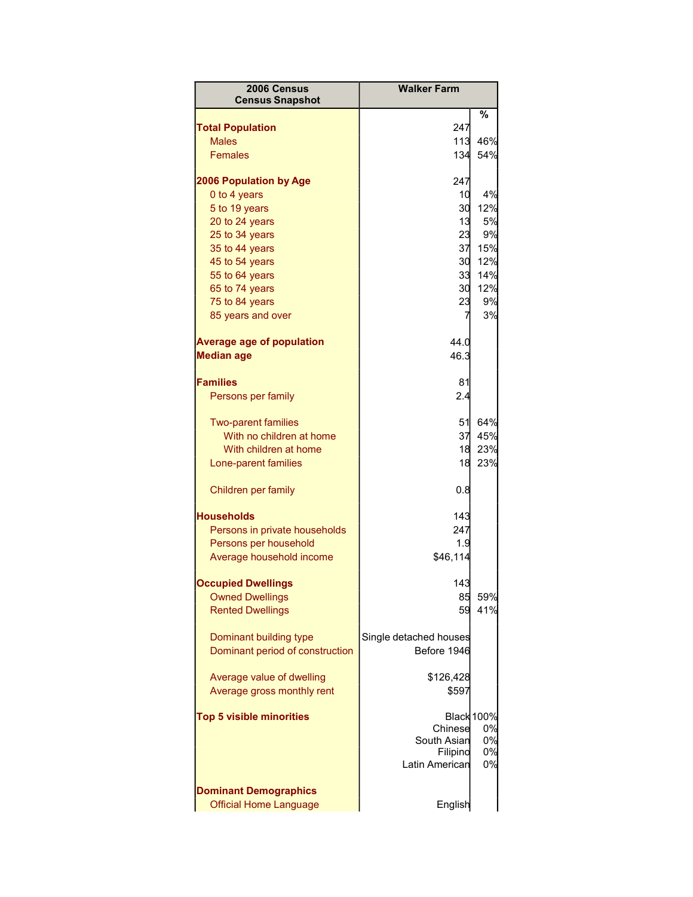| 2006 Census Census Snapshot | Walker Farm | % |
|---|---|---|
| **Total Population** | 247 | |
| Males | 113 | 46% |
| Females | 134 | 54% |
| | | |
| **2006 Population by Age** | 247 | |
| 0 to 4 years | 10 | 4% |
| 5 to 19 years | 30 | 12% |
| 20 to 24 years | 13 | 5% |
| 25 to 34 years | 23 | 9% |
| 35 to 44 years | 37 | 15% |
| 45 to 54 years | 30 | 12% |
| 55 to 64 years | 33 | 14% |
| 65 to 74 years | 30 | 12% |
| 75 to 84 years | 23 | 9% |
| 85 years and over | 7 | 3% |
| | | |
| **Average age of population** | 44.0 | |
| **Median age** | 46.3 | |
| | | |
| **Families** | 81 | |
| Persons per family | 2.4 | |
| | | |
| Two-parent families | 51 | 64% |
| With no children at home | 37 | 45% |
| With children at home | 18 | 23% |
| Lone-parent families | 18 | 23% |
| | | |
| Children per family | 0.8 | |
| | | |
| **Households** | 143 | |
| Persons in private households | 247 | |
| Persons per household | 1.9 | |
| Average household income | $46,114 | |
| | | |
| **Occupied Dwellings** | 143 | |
| Owned Dwellings | 85 | 59% |
| Rented Dwellings | 59 | 41% |
| | | |
| Dominant building type | Single detached houses | |
| Dominant period of construction | Before 1946 | |
| | | |
| Average value of dwelling | $126,428 | |
| Average gross monthly rent | $597 | |
| | | |
| **Top 5 visible minorities** | Black | 100% |
| | Chinese | 0% |
| | South Asian | 0% |
| | Filipino | 0% |
| | Latin American | 0% |
| | | |
| **Dominant Demographics** | | |
| Official Home Language | English | |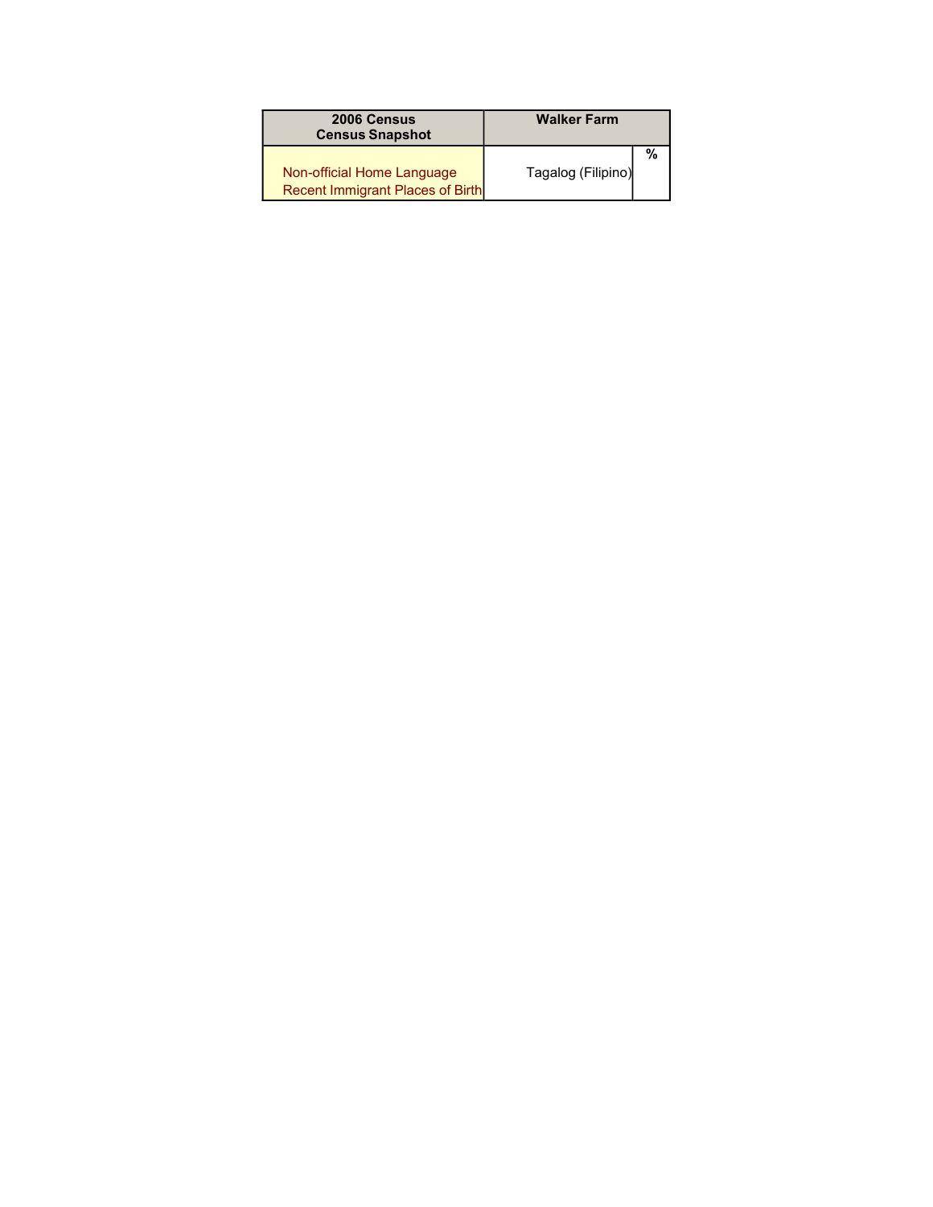| 2006 Census<br>Census Snapshot | Walker Farm | |
|---|---|---|
| Non-official Home Language<br>Recent Immigrant Places of Birth | Tagalog (Filipino) | % |